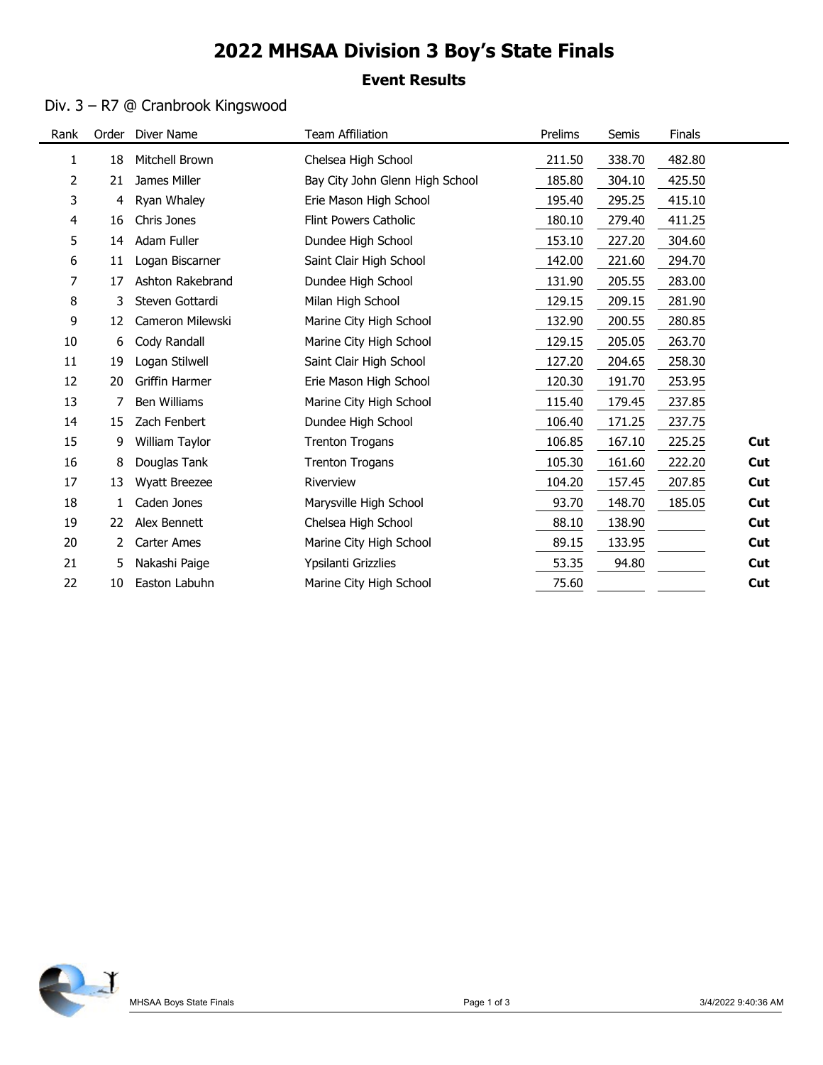# 2022 MHSAA Division 3 Boy's State Finals

## Event Results

### Div. 3 – R7 @ Cranbrook Kingswood

| Rank | Order | Diver Name | Team Affiliation | Prelims | Semis | Finals | |
|---|---|---|---|---|---|---|---|
| 1 | 18 | Mitchell Brown | Chelsea High School | 211.50 | 338.70 | 482.80 | |
| 2 | 21 | James Miller | Bay City John Glenn High School | 185.80 | 304.10 | 425.50 | |
| 3 | 4 | Ryan Whaley | Erie Mason High School | 195.40 | 295.25 | 415.10 | |
| 4 | 16 | Chris Jones | Flint Powers Catholic | 180.10 | 279.40 | 411.25 | |
| 5 | 14 | Adam Fuller | Dundee High School | 153.10 | 227.20 | 304.60 | |
| 6 | 11 | Logan Biscarner | Saint Clair High School | 142.00 | 221.60 | 294.70 | |
| 7 | 17 | Ashton Rakebrand | Dundee High School | 131.90 | 205.55 | 283.00 | |
| 8 | 3 | Steven Gottardi | Milan High School | 129.15 | 209.15 | 281.90 | |
| 9 | 12 | Cameron Milewski | Marine City High School | 132.90 | 200.55 | 280.85 | |
| 10 | 6 | Cody Randall | Marine City High School | 129.15 | 205.05 | 263.70 | |
| 11 | 19 | Logan Stilwell | Saint Clair High School | 127.20 | 204.65 | 258.30 | |
| 12 | 20 | Griffin Harmer | Erie Mason High School | 120.30 | 191.70 | 253.95 | |
| 13 | 7 | Ben Williams | Marine City High School | 115.40 | 179.45 | 237.85 | |
| 14 | 15 | Zach Fenbert | Dundee High School | 106.40 | 171.25 | 237.75 | |
| 15 | 9 | William Taylor | Trenton Trogans | 106.85 | 167.10 | 225.25 | **Cut** |
| 16 | 8 | Douglas Tank | Trenton Trogans | 105.30 | 161.60 | 222.20 | **Cut** |
| 17 | 13 | Wyatt Breezee | Riverview | 104.20 | 157.45 | 207.85 | **Cut** |
| 18 | 1 | Caden Jones | Marysville High School | 93.70 | 148.70 | 185.05 | **Cut** |
| 19 | 22 | Alex Bennett | Chelsea High School | 88.10 | 138.90 | | **Cut** |
| 20 | 2 | Carter Ames | Marine City High School | 89.15 | 133.95 | | **Cut** |
| 21 | 5 | Nakashi Paige | Ypsilanti Grizzlies | 53.35 | 94.80 | | **Cut** |
| 22 | 10 | Easton Labuhn | Marine City High School | 75.60 | | | **Cut** |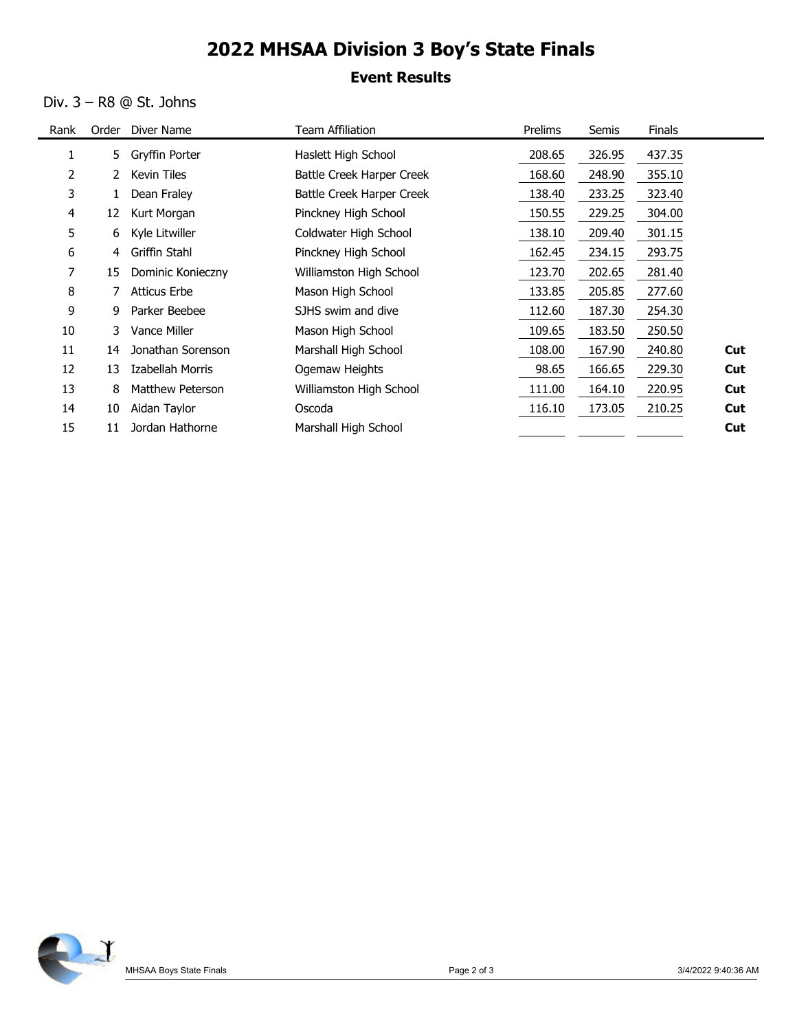# 2022 MHSAA Division 3 Boy's State Finals

## Event Results

### Div. 3 – R8 @ St. Johns

| Rank | Order | Diver Name | Team Affiliation | Prelims | Semis | Finals | |
|---|---|---|---|---|---|---|---|
| 1 | 5 | Gryffin Porter | Haslett High School | 208.65 | 326.95 | 437.35 | |
| 2 | 2 | Kevin Tiles | Battle Creek Harper Creek | 168.60 | 248.90 | 355.10 | |
| 3 | 1 | Dean Fraley | Battle Creek Harper Creek | 138.40 | 233.25 | 323.40 | |
| 4 | 12 | Kurt Morgan | Pinckney High School | 150.55 | 229.25 | 304.00 | |
| 5 | 6 | Kyle Litwiller | Coldwater High School | 138.10 | 209.40 | 301.15 | |
| 6 | 4 | Griffin Stahl | Pinckney High School | 162.45 | 234.15 | 293.75 | |
| 7 | 15 | Dominic Konieczny | Williamston High School | 123.70 | 202.65 | 281.40 | |
| 8 | 7 | Atticus Erbe | Mason High School | 133.85 | 205.85 | 277.60 | |
| 9 | 9 | Parker Beebee | SJHS swim and dive | 112.60 | 187.30 | 254.30 | |
| 10 | 3 | Vance Miller | Mason High School | 109.65 | 183.50 | 250.50 | |
| 11 | 14 | Jonathan Sorenson | Marshall High School | 108.00 | 167.90 | 240.80 | **Cut** |
| 12 | 13 | Izabellah Morris | Ogemaw Heights | 98.65 | 166.65 | 229.30 | **Cut** |
| 13 | 8 | Matthew Peterson | Williamston High School | 111.00 | 164.10 | 220.95 | **Cut** |
| 14 | 10 | Aidan Taylor | Oscoda | 116.10 | 173.05 | 210.25 | **Cut** |
| 15 | 11 | Jordan Hathorne | Marshall High School | | | | **Cut** |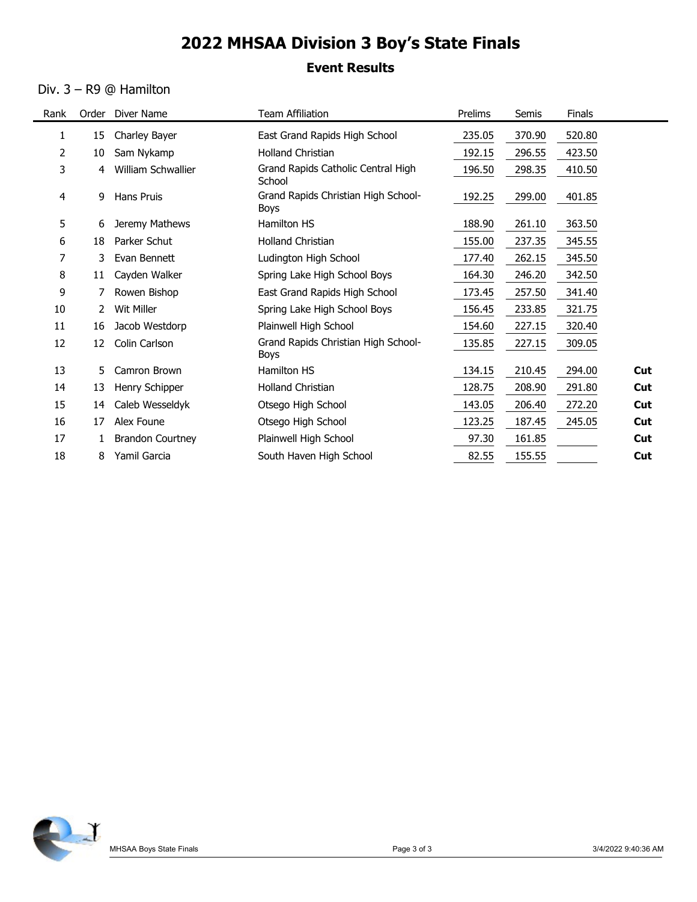# 2022 MHSAA Division 3 Boy's State Finals

## Event Results

### Div. 3 – R9 @ Hamilton

| Rank | Order | Diver Name | Team Affiliation | Prelims | Semis | Finals | |
|---|---|---|---|---|---|---|---|
| 1 | 15 | Charley Bayer | East Grand Rapids High School | 235.05 | 370.90 | 520.80 | |
| 2 | 10 | Sam Nykamp | Holland Christian | 192.15 | 296.55 | 423.50 | |
| 3 | 4 | William Schwallier | Grand Rapids Catholic Central High School | 196.50 | 298.35 | 410.50 | |
| 4 | 9 | Hans Pruis | Grand Rapids Christian High School-Boys | 192.25 | 299.00 | 401.85 | |
| 5 | 6 | Jeremy Mathews | Hamilton HS | 188.90 | 261.10 | 363.50 | |
| 6 | 18 | Parker Schut | Holland Christian | 155.00 | 237.35 | 345.55 | |
| 7 | 3 | Evan Bennett | Ludington High School | 177.40 | 262.15 | 345.50 | |
| 8 | 11 | Cayden Walker | Spring Lake High School Boys | 164.30 | 246.20 | 342.50 | |
| 9 | 7 | Rowen Bishop | East Grand Rapids High School | 173.45 | 257.50 | 341.40 | |
| 10 | 2 | Wit Miller | Spring Lake High School Boys | 156.45 | 233.85 | 321.75 | |
| 11 | 16 | Jacob Westdorp | Plainwell High School | 154.60 | 227.15 | 320.40 | |
| 12 | 12 | Colin Carlson | Grand Rapids Christian High School-Boys | 135.85 | 227.15 | 309.05 | |
| 13 | 5 | Camron Brown | Hamilton HS | 134.15 | 210.45 | 294.00 | **Cut** |
| 14 | 13 | Henry Schipper | Holland Christian | 128.75 | 208.90 | 291.80 | **Cut** |
| 15 | 14 | Caleb Wesseldyk | Otsego High School | 143.05 | 206.40 | 272.20 | **Cut** |
| 16 | 17 | Alex Foune | Otsego High School | 123.25 | 187.45 | 245.05 | **Cut** |
| 17 | 1 | Brandon Courtney | Plainwell High School | 97.30 | 161.85 | | **Cut** |
| 18 | 8 | Yamil Garcia | South Haven High School | 82.55 | 155.55 | | **Cut** |